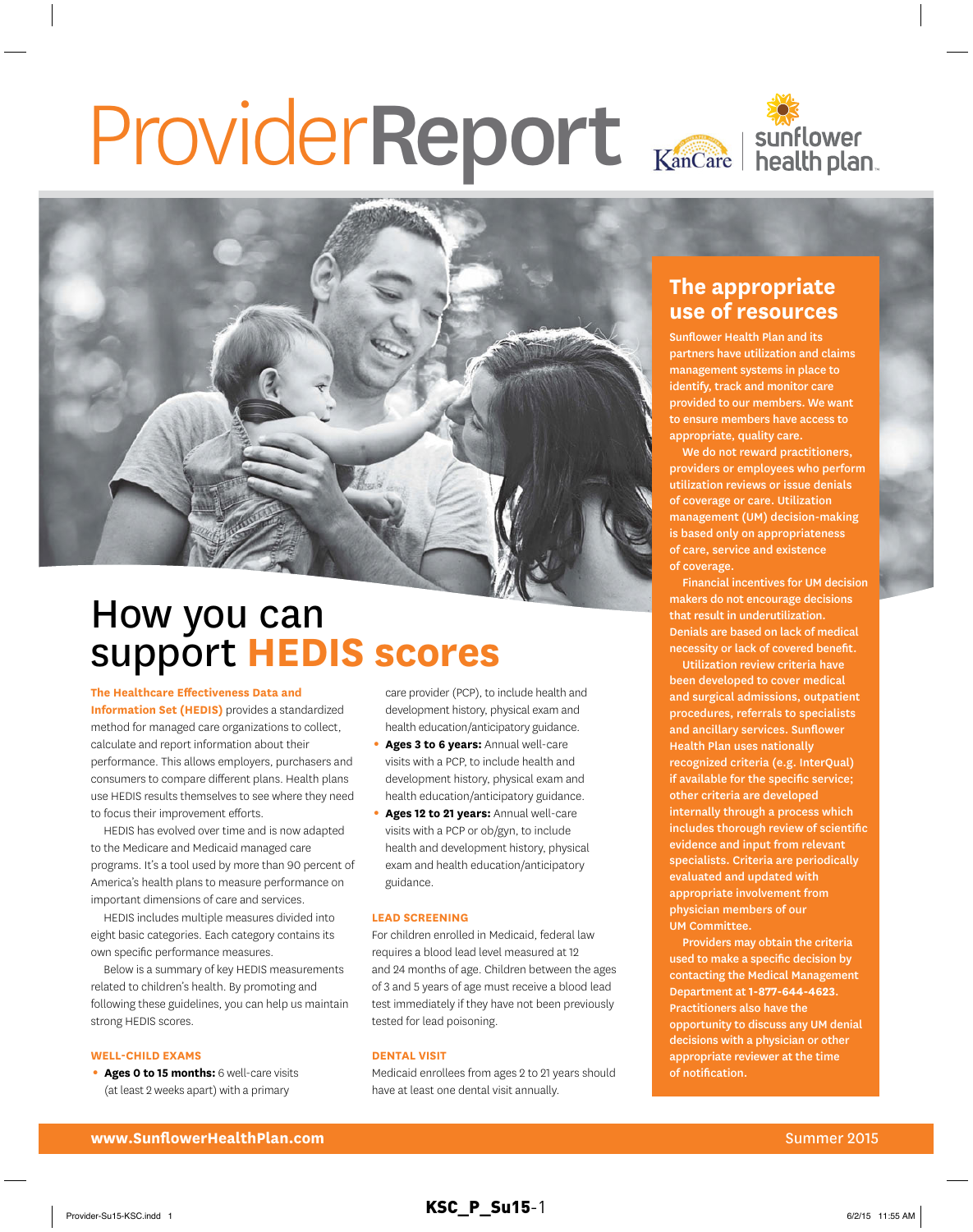# ProviderReport

KanCare | sunflower health plan

## How you can support HEDIS scores

**The Healthcare Effectiveness Data and Information Set (HEDIS)** provides a standardized method for managed care organizations to collect, calculate and report information about their performance. This allows employers, purchasers and consumers to compare different plans. Health plans use HEDIS results themselves to see where they need to focus their improvement efforts.

HEDIS has evolved over time and is now adapted to the Medicare and Medicaid managed care programs. It's a tool used by more than 90 percent of America's health plans to measure performance on important dimensions of care and services.

HEDIS includes multiple measures divided into eight basic categories. Each category contains its own specific performance measures.

Below is a summary of key HEDIS measurements related to children's health. By promoting and following these guidelines, you can help us maintain strong HEDIS scores.

### WELL-CHILD EXAMS

- **Ages 0 to 15 months:** 6 well-care visits (at least 2 weeks apart) with a primary care provider (PCP), to include health and development history, physical exam and health education/anticipatory guidance.
- **Ages 3 to 6 years:** Annual well-care visits with a PCP, to include health and development history, physical exam and health education/anticipatory guidance.
- **Ages 12 to 21 years:** Annual well-care visits with a PCP or ob/gyn, to include health and development history, physical exam and health education/anticipatory guidance.

### LEAD SCREENING

For children enrolled in Medicaid, federal law requires a blood lead level measured at 12 and 24 months of age. Children between the ages of 3 and 5 years of age must receive a blood lead test immediately if they have not been previously tested for lead poisoning.

### DENTAL VISIT

Medicaid enrollees from ages 2 to 21 years should have at least one dental visit annually.

## The appropriate use of resources

Sunflower Health Plan and its partners have utilization and claims management systems in place to identify, track and monitor care provided to our members. We want to ensure members have access to appropriate, quality care.

We do not reward practitioners, providers or employees who perform utilization reviews or issue denials of coverage or care. Utilization management (UM) decision-making is based only on appropriateness of care, service and existence of coverage.

Financial incentives for UM decision makers do not encourage decisions that result in underutilization. Denials are based on lack of medical necessity or lack of covered benefit.

Utilization review criteria have been developed to cover medical and surgical admissions, outpatient procedures, referrals to specialists and ancillary services. Sunflower Health Plan uses nationally recognized criteria (e.g. InterQual) if available for the specific service; other criteria are developed internally through a process which includes thorough review of scientific evidence and input from relevant specialists. Criteria are periodically evaluated and updated with appropriate involvement from physician members of our UM Committee.

Providers may obtain the criteria used to make a specific decision by contacting the Medical Management Department at **1-877-644-4623**. Practitioners also have the opportunity to discuss any UM denial decisions with a physician or other appropriate reviewer at the time of notification.

**www.SunflowerHealthPlan.com** Summer 2015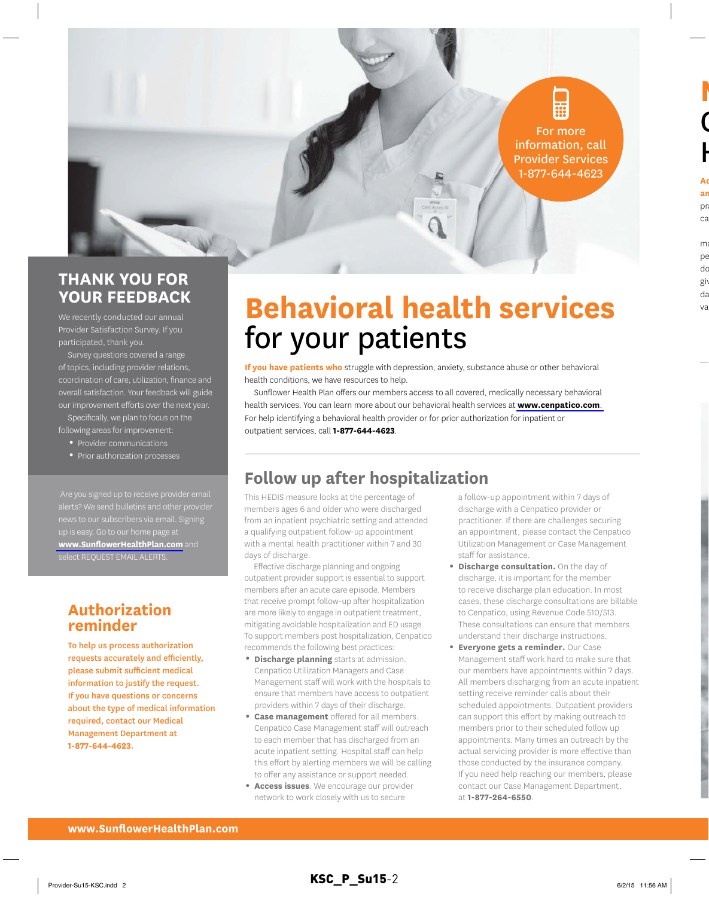For more information, call Provider Services 1-877-644-4623

## THANK YOU FOR YOUR FEEDBACK

We recently conducted our annual Provider Satisfaction Survey. If you participated, thank you.

Survey questions covered a range of topics, including provider relations, coordination of care, utilization, finance and overall satisfaction. Your feedback will guide our improvement efforts over the next year.

Specifically, we plan to focus on the following areas for improvement:

- Provider communications
- Prior authorization processes

Are you signed up to receive provider email alerts? We send bulletins and other provider news to our subscribers via email. Signing up is easy. Go to our home page at **www.SunflowerHealthPlan.com** and select REQUEST EMAIL ALERTS.

## Authorization reminder

**To help us process authorization requests accurately and efficiently, please submit sufficient medical information to justify the request. If you have questions or concerns about the type of medical information required, contact our Medical Management Department at 1-877-644-4623.**

# Behavioral health services for your patients

**If you have patients who** struggle with depression, anxiety, substance abuse or other behavioral health conditions, we have resources to help.

Sunflower Health Plan offers our members access to all covered, medically necessary behavioral health services. You can learn more about our behavioral health services at **www.cenpatico.com**. For help identifying a behavioral health provider or for prior authorization for inpatient or outpatient services, call **1-877-644-4623**.

## Follow up after hospitalization

This HEDIS measure looks at the percentage of members ages 6 and older who were discharged from an inpatient psychiatric setting and attended a qualifying outpatient follow-up appointment with a mental health practitioner within 7 and 30 days of discharge.

Effective discharge planning and ongoing outpatient provider support is essential to support members after an acute care episode. Members that receive prompt follow-up after hospitalization are more likely to engage in outpatient treatment, mitigating avoidable hospitalization and ED usage. To support members post hospitalization, Cenpatico recommends the following best practices:

- **Discharge planning** starts at admission. Cenpatico Utilization Managers and Case Management staff will work with the hospitals to ensure that members have access to outpatient providers within 7 days of their discharge.
- **Case management** offered for all members. Cenpatico Case Management staff will outreach to each member that has discharged from an acute inpatient setting. Hospital staff can help this effort by alerting members we will be calling to offer any assistance or support needed.
- **Access issues**. We encourage our provider network to work closely with us to secure a follow-up appointment within 7 days of discharge with a Cenpatico provider or practitioner. If there are challenges securing an appointment, please contact the Cenpatico Utilization Management or Case Management staff for assistance.
- **Discharge consultation.** On the day of discharge, it is important for the member to receive discharge plan education. In most cases, these discharge consultations are billable to Cenpatico, using Revenue Code 510/513. These consultations can ensure that members understand their discharge instructions.
- **Everyone gets a reminder.** Our Case Management staff work hard to make sure that our members have appointments within 7 days. All members discharging from an acute inpatient setting receive reminder calls about their scheduled appointments. Outpatient providers can support this effort by making outreach to members prior to their scheduled follow up appointments. Many times an outreach by the actual servicing provider is more effective than those conducted by the insurance company. If you need help reaching our members, please contact our Case Management Department, at **1-877-264-6550**.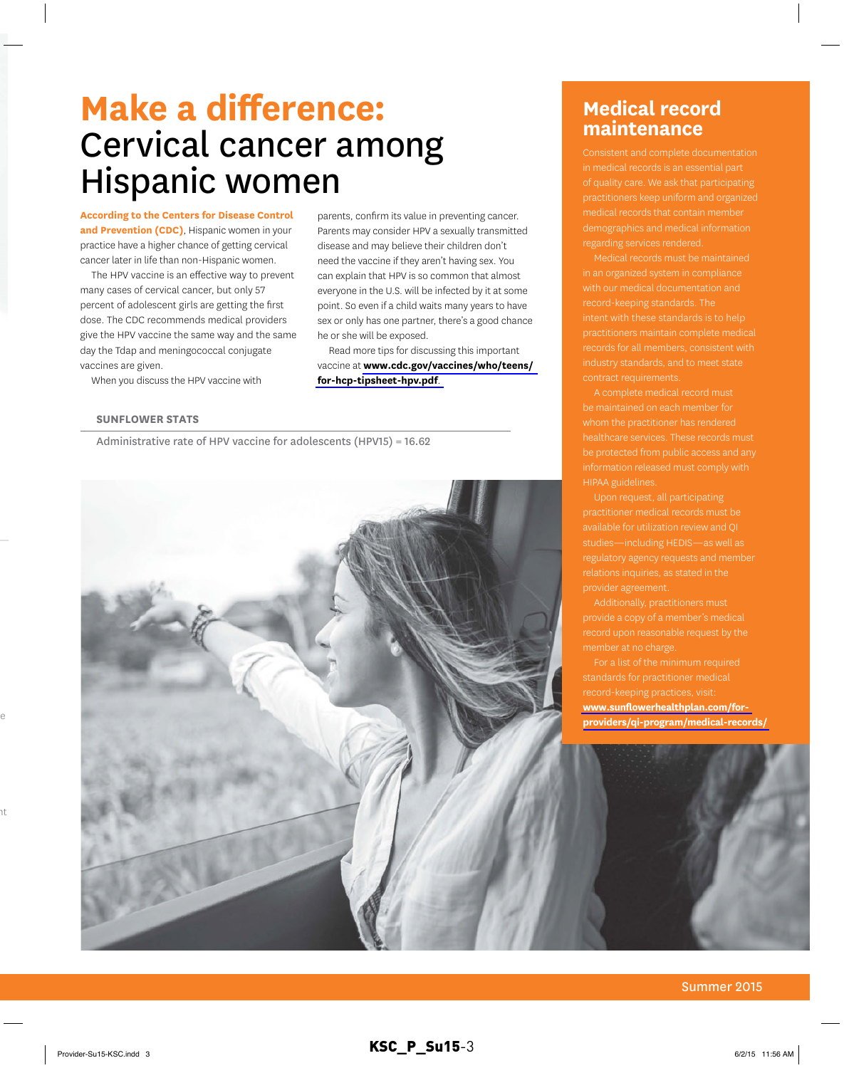# Make a difference: Cervical cancer among Hispanic women

**According to the Centers for Disease Control and Prevention (CDC)**, Hispanic women in your practice have a higher chance of getting cervical cancer later in life than non-Hispanic women.

The HPV vaccine is an effective way to prevent many cases of cervical cancer, but only 57 percent of adolescent girls are getting the first dose. The CDC recommends medical providers give the HPV vaccine the same way and the same day the Tdap and meningococcal conjugate vaccines are given.

When you discuss the HPV vaccine with parents, confirm its value in preventing cancer. Parents may consider HPV a sexually transmitted disease and may believe their children don't need the vaccine if they aren't having sex. You can explain that HPV is so common that almost everyone in the U.S. will be infected by it at some point. So even if a child waits many years to have sex or only has one partner, there's a good chance he or she will be exposed.

Read more tips for discussing this important vaccine at **www.cdc.gov/vaccines/who/teens/for-hcp-tipsheet-hpv.pdf**.

**SUNFLOWER STATS**

Administrative rate of HPV vaccine for adolescents (HPV15) = 16.62

## Medical record maintenance

Consistent and complete documentation in medical records is an essential part of quality care. We ask that participating practitioners keep uniform and organized medical records that contain member demographics and medical information regarding services rendered.

Medical records must be maintained in an organized system in compliance with our medical documentation and record-keeping standards. The intent with these standards is to help practitioners maintain complete medical records for all members, consistent with industry standards, and to meet state contract requirements.

A complete medical record must be maintained on each member for whom the practitioner has rendered healthcare services. These records must be protected from public access and any information released must comply with HIPAA guidelines.

Upon request, all participating practitioner medical records must be available for utilization review and QI studies—including HEDIS—as well as regulatory agency requests and member relations inquiries, as stated in the provider agreement.

Additionally, practitioners must provide a copy of a member's medical record upon reasonable request by the member at no charge.

For a list of the minimum required standards for practitioner medical record-keeping practices, visit: **www.sunflowerhealthplan.com/for-providers/qi-program/medical-records/**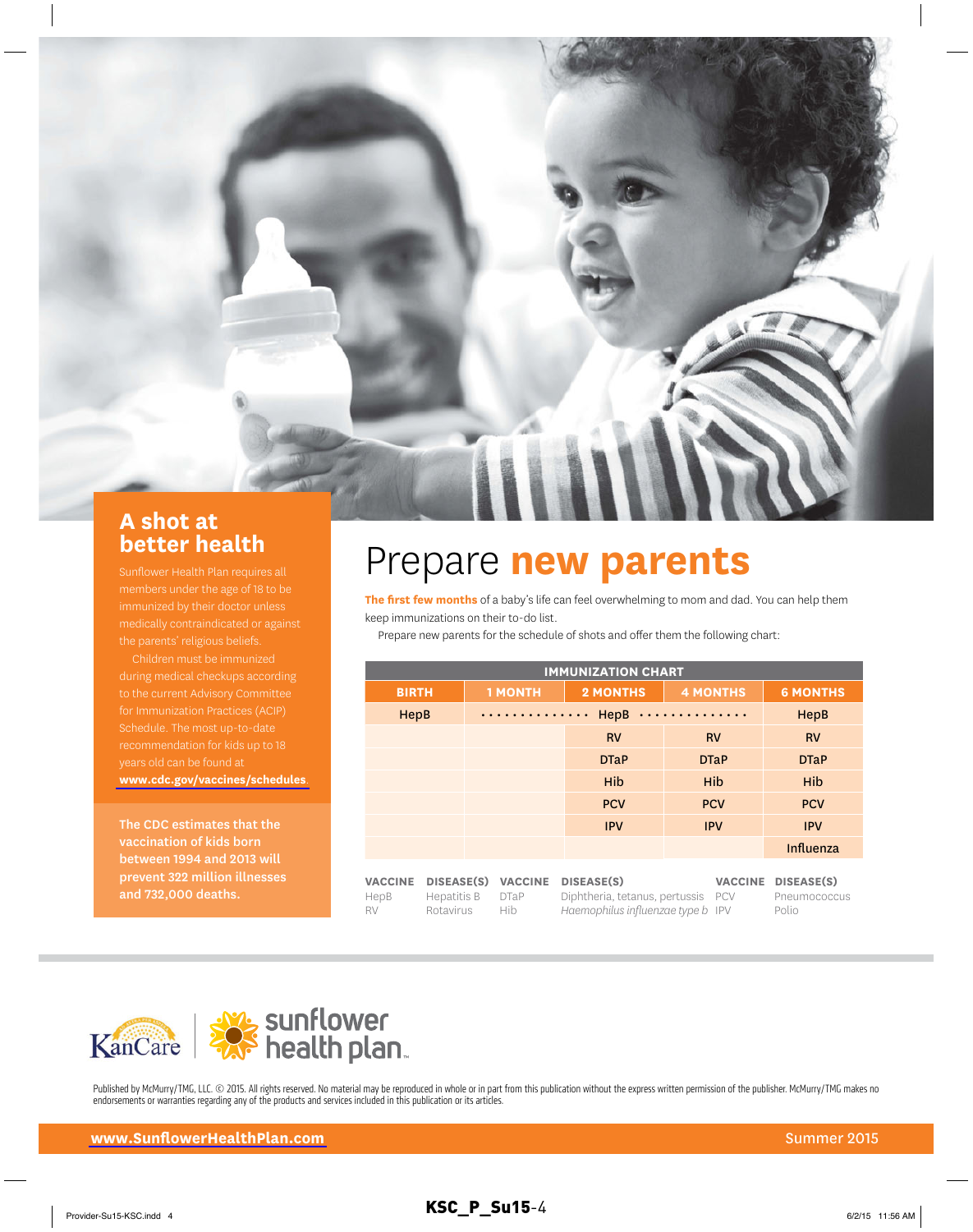## A shot at better health

Sunflower Health Plan requires all members under the age of 18 to be immunized by their doctor unless medically contraindicated or against the parents' religious beliefs.

Children must be immunized during medical checkups according to the current Advisory Committee for Immunization Practices (ACIP) Schedule. The most up-to-date recommendation for kids up to 18 years old can be found at **www.cdc.gov/vaccines/schedules**

**The CDC estimates that the vaccination of kids born between 1994 and 2013 will prevent 322 million illnesses and 732,000 deaths.**

# Prepare **new parents**

**The first few months** of a baby's life can feel overwhelming to mom and dad. You can help them keep immunizations on their to-do list.

Prepare new parents for the schedule of shots and offer them the following chart:

**IMMUNIZATION CHART**

| BIRTH | 1 MONTH | 2 MONTHS | 4 MONTHS | 6 MONTHS |
|---|---|---|---|---|
| HepB | ·············· | HepB ·············· | | HepB |
| | | RV | RV | RV |
| | | DTaP | DTaP | DTaP |
| | | Hib | Hib | Hib |
| | | PCV | PCV | PCV |
| | | IPV | IPV | IPV |
| | | | | Influenza |

| VACCINE | DISEASE(S) | VACCINE | DISEASE(S) | VACCINE | DISEASE(S) |
|---|---|---|---|---|---|
| HepB | Hepatitis B | DTaP | Diphtheria, tetanus, pertussis | PCV | Pneumococcus |
| RV | Rotavirus | Hib | *Haemophilus influenzae type b* | IPV | Polio |

KanCare | sunflower health plan

Published by McMurry/TMG, LLC. © 2015. All rights reserved. No material may be reproduced in whole or in part from this publication without the express written permission of the publisher. McMurry/TMG makes no endorsements or warranties regarding any of the products and services included in this publication or its articles.

**www.SunflowerHealthPlan.com** Summer 2015